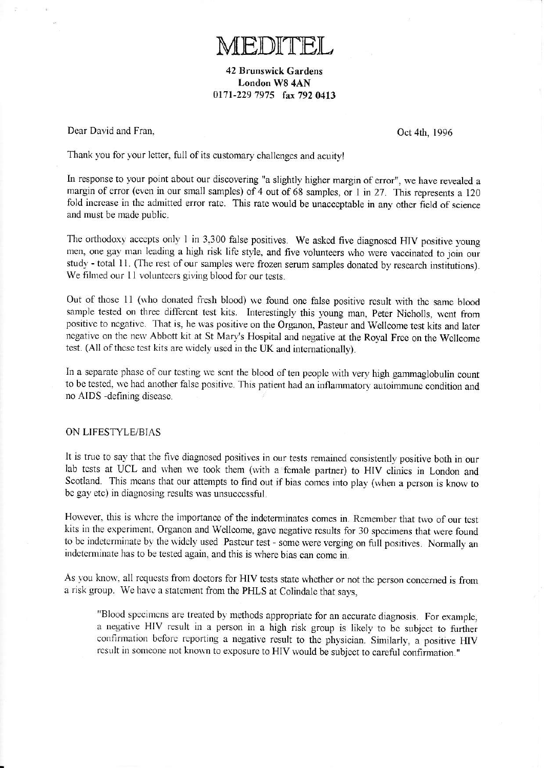# MEDITEL

**42 Brunswick Gardens**
**London W8 4AN**
**0171-229 7975 fax 792 0413**

Dear David and Fran,

Oct 4th, 1996

Thank you for your letter, full of its customary challenges and acuity!

In response to your point about our discovering "a slightly higher margin of error", we have revealed a margin of error (even in our small samples) of 4 out of 68 samples, or 1 in 27. This represents a 120 fold increase in the admitted error rate. This rate would be unacceptable in any other field of science and must be made public.

The orthodoxy accepts only 1 in 3,300 false positives. We asked five diagnosed HIV positive young men, one gay man leading a high risk life style, and five volunteers who were vaccinated to join our study - total 11. (The rest of our samples were frozen serum samples donated by research institutions). We filmed our 11 volunteers giving blood for our tests.

Out of those 11 (who donated fresh blood) we found one false positive result with the same blood sample tested on three different test kits. Interestingly this young man, Peter Nicholls, went from positive to negative. That is, he was positive on the Organon, Pasteur and Wellcome test kits and later negative on the new Abbott kit at St Mary's Hospital and negative at the Royal Free on the Wellcome test. (All of these test kits are widely used in the UK and internationally).

In a separate phase of our testing we sent the blood of ten people with very high gammaglobulin count to be tested, we had another false positive. This patient had an inflammatory autoimmune condition and no AIDS -defining disease.

ON LIFESTYLE/BIAS

It is true to say that the five diagnosed positives in our tests remained consistently positive both in our lab tests at UCL and when we took them (with a female partner) to HIV clinics in London and Scotland. This means that our attempts to find out if bias comes into play (when a person is know to be gay etc) in diagnosing results was unsuccessful.

However, this is where the importance of the indeterminates comes in. Remember that two of our test kits in the experiment, Organon and Wellcome, gave negative results for 30 specimens that were found to be indeterminate by the widely used Pasteur test - some were verging on full positives. Normally an indeterminate has to be tested again, and this is where bias can come in.

As you know, all requests from doctors for HIV tests state whether or not the person concerned is from a risk group. We have a statement from the PHLS at Colindale that says,

> "Blood specimens are treated by methods appropriate for an accurate diagnosis. For example, a negative HIV result in a person in a high risk group is likely to be subject to further confirmation before reporting a negative result to the physician. Similarly, a positive HIV result in someone not known to exposure to HIV would be subject to careful confirmation."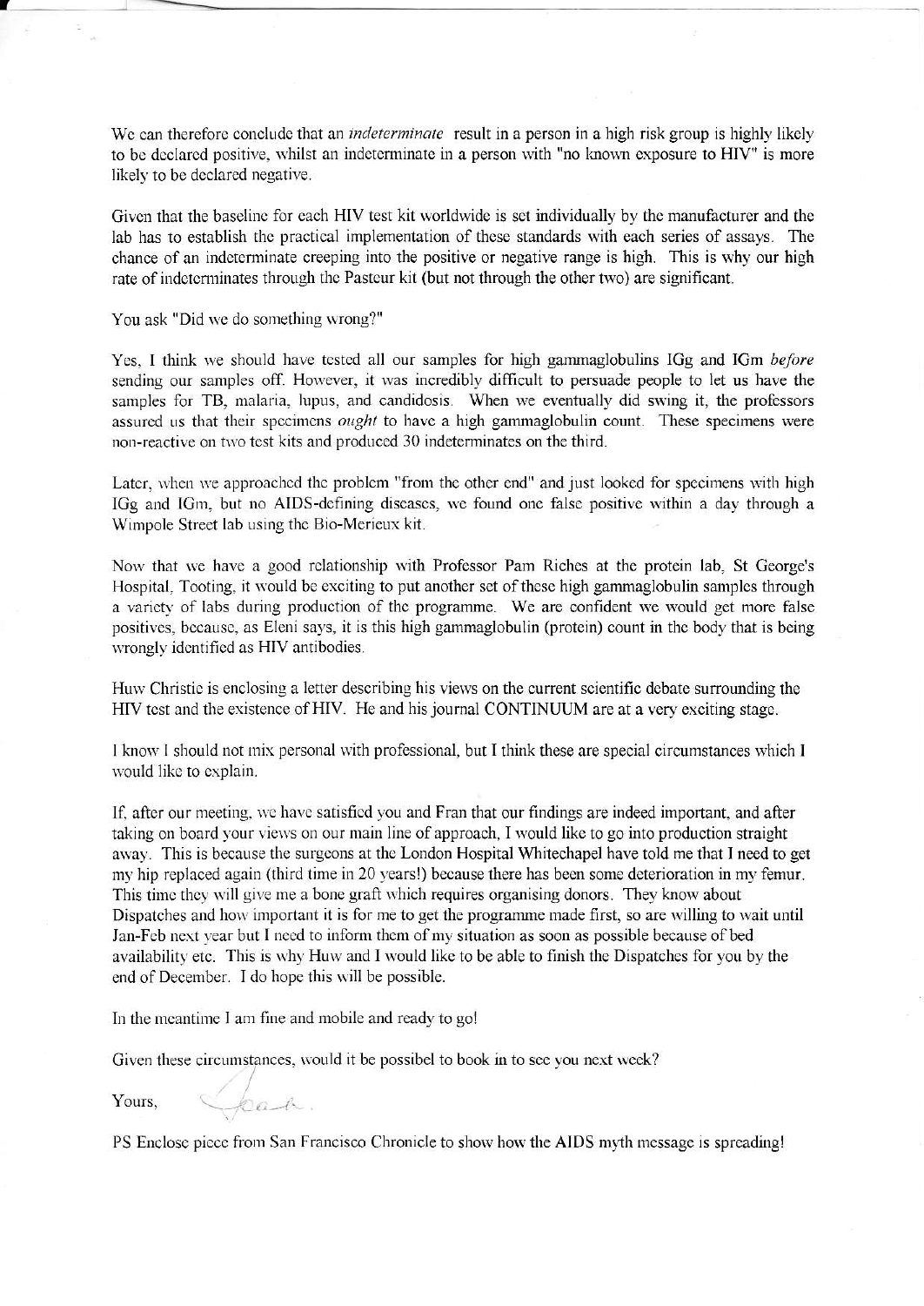We can therefore conclude that an *indeterminate* result in a person in a high risk group is highly likely to be declared positive, whilst an indeterminate in a person with "no known exposure to HIV" is more likely to be declared negative.

Given that the baseline for each HIV test kit worldwide is set individually by the manufacturer and the lab has to establish the practical implementation of these standards with each series of assays. The chance of an indeterminate creeping into the positive or negative range is high. This is why our high rate of indeterminates through the Pasteur kit (but not through the other two) are significant.

You ask "Did we do something wrong?"

Yes, I think we should have tested all our samples for high gammaglobulins IGg and IGm *before* sending our samples off. However, it was incredibly difficult to persuade people to let us have the samples for TB, malaria, lupus, and candidosis. When we eventually did swing it, the professors assured us that their specimens *ought* to have a high gammaglobulin count. These specimens were non-reactive on two test kits and produced 30 indeterminates on the third.

Later, when we approached the problem "from the other end" and just looked for specimens with high IGg and IGm, but no AIDS-defining diseases, we found one false positive within a day through a Wimpole Street lab using the Bio-Merieux kit.

Now that we have a good relationship with Professor Pam Riches at the protein lab, St George's Hospital, Tooting, it would be exciting to put another set of these high gammaglobulin samples through a variety of labs during production of the programme. We are confident we would get more false positives, because, as Eleni says, it is this high gammaglobulin (protein) count in the body that is being wrongly identified as HIV antibodies.

Huw Christie is enclosing a letter describing his views on the current scientific debate surrounding the HIV test and the existence of HIV. He and his journal CONTINUUM are at a very exciting stage.

I know I should not mix personal with professional, but I think these are special circumstances which I would like to explain.

If, after our meeting, we have satisfied you and Fran that our findings are indeed important, and after taking on board your views on our main line of approach, I would like to go into production straight away. This is because the surgeons at the London Hospital Whitechapel have told me that I need to get my hip replaced again (third time in 20 years!) because there has been some deterioration in my femur. This time they will give me a bone graft which requires organising donors. They know about Dispatches and how important it is for me to get the programme made first, so are willing to wait until Jan-Feb next year but I need to inform them of my situation as soon as possible because of bed availability etc. This is why Huw and I would like to be able to finish the Dispatches for you by the end of December. I do hope this will be possible.

In the meantime I am fine and mobile and ready to go!

Given these circumstances, would it be possibel to book in to see you next week?

Yours,

Joan

PS Enclose piece from San Francisco Chronicle to show how the AIDS myth message is spreading!